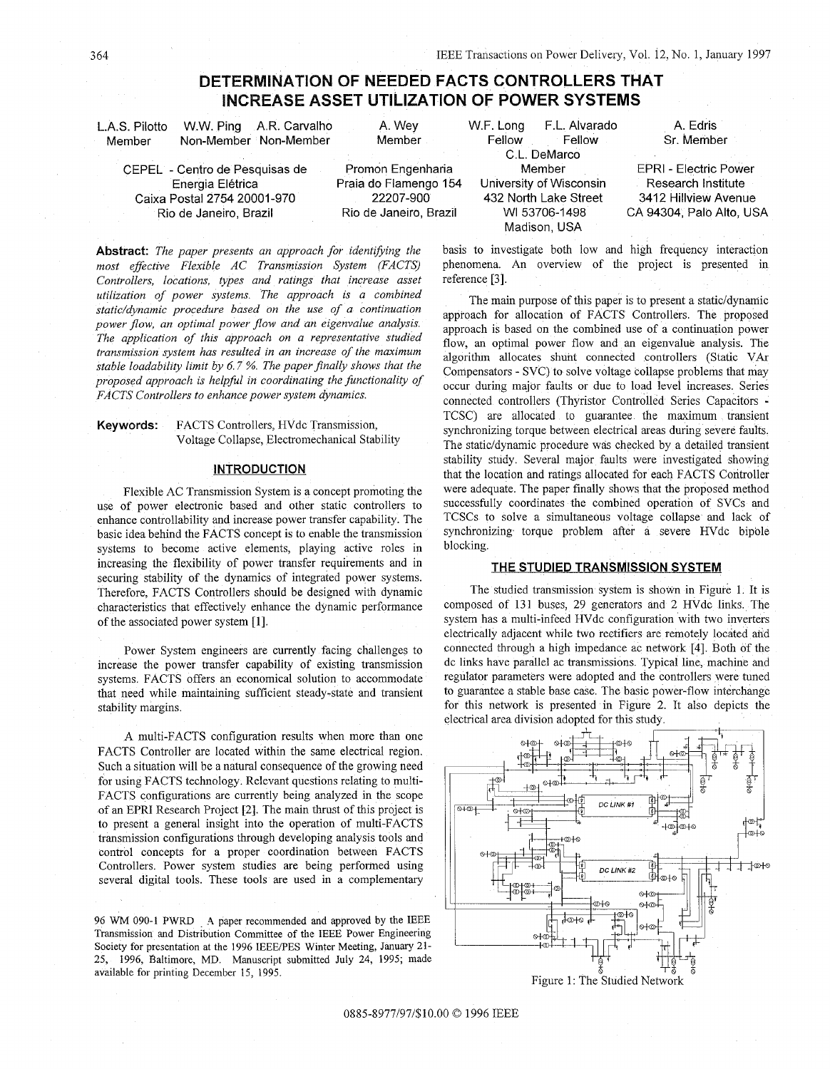# DETERMINATION OF NEEDED FACTS CONTROLLERS THAT INCREASE ASSET UTILIZATION OF POWER SYSTEMS

L.A.S. Pilotto, Member; W.W. Ping, Non-Member; A.R. Carvalho, Non-Member
CEPEL - Centro de Pesquisas de Energia Elétrica
Caixa Postal 2754 20001-970
Rio de Janeiro, Brazil

A. Wey, Member
Promon Engenharia
Praia do Flamengo 154
22207-900
Rio de Janeiro, Brazil

W.F. Long, Fellow; F.L. Alvarado, Fellow; C.L. DeMarco, Member
University of Wisconsin
432 North Lake Street
WI 53706-1498
Madison, USA

A. Edris, Sr. Member
EPRI - Electric Power Research Institute
3412 Hillview Avenue
CA 94304, Palo Alto, USA

**Abstract:** *The paper presents an approach for identifying the most effective Flexible AC Transmission System (FACTS) Controllers, locations, types and ratings that increase asset utilization of power systems. The approach is a combined static/dynamic procedure based on the use of a continuation power flow, an optimal power flow and an eigenvalue analysis. The application of this approach on a representative studied transmission system has resulted in an increase of the maximum stable loadability limit by 6.7 %. The paper finally shows that the proposed approach is helpful in coordinating the functionality of FACTS Controllers to enhance power system dynamics.*

**Keywords:** FACTS Controllers, HVdc Transmission, Voltage Collapse, Electromechanical Stability

## INTRODUCTION

Flexible AC Transmission System is a concept promoting the use of power electronic based and other static controllers to enhance controllability and increase power transfer capability. The basic idea behind the FACTS concept is to enable the transmission systems to become active elements, playing active roles in increasing the flexibility of power transfer requirements and in securing stability of the dynamics of integrated power systems. Therefore, FACTS Controllers should be designed with dynamic characteristics that effectively enhance the dynamic performance of the associated power system [1].

Power System engineers are currently facing challenges to increase the power transfer capability of existing transmission systems. FACTS offers an economical solution to accommodate that need while maintaining sufficient steady-state and transient stability margins.

A multi-FACTS configuration results when more than one FACTS Controller are located within the same electrical region. Such a situation will be a natural consequence of the growing need for using FACTS technology. Relevant questions relating to multi-FACTS configurations are currently being analyzed in the scope of an EPRI Research Project [2]. The main thrust of this project is to present a general insight into the operation of multi-FACTS transmission configurations through developing analysis tools and control concepts for a proper coordination between FACTS Controllers. Power system studies are being performed using several digital tools. These tools are used in a complementary basis to investigate both low and high frequency interaction phenomena. An overview of the project is presented in reference [3].

The main purpose of this paper is to present a static/dynamic approach for allocation of FACTS Controllers. The proposed approach is based on the combined use of a continuation power flow, an optimal power flow and an eigenvalue analysis. The algorithm allocates shunt connected controllers (Static VAr Compensators - SVC) to solve voltage collapse problems that may occur during major faults or due to load level increases. Series connected controllers (Thyristor Controlled Series Capacitors - TCSC) are allocated to guarantee the maximum transient synchronizing torque between electrical areas during severe faults. The static/dynamic procedure was checked by a detailed transient stability study. Several major faults were investigated showing that the location and ratings allocated for each FACTS Controller were adequate. The paper finally shows that the proposed method successfully coordinates the combined operation of SVCs and TCSCs to solve a simultaneous voltage collapse and lack of synchronizing torque problem after a severe HVdc bipole blocking.

## THE STUDIED TRANSMISSION SYSTEM

The studied transmission system is shown in Figure 1. It is composed of 131 buses, 29 generators and 2 HVdc links. The system has a multi-infeed HVdc configuration with two inverters electrically adjacent while two rectifiers are remotely located and connected through a high impedance ac network [4]. Both of the dc links have parallel ac transmissions. Typical line, machine and regulator parameters were adopted and the controllers were tuned to guarantee a stable base case. The basic power-flow interchange for this network is presented in Figure 2. It also depicts the electrical area division adopted for this study.

Figure 1: The Studied Network

96 WM 090-1 PWRD A paper recommended and approved by the IEEE Transmission and Distribution Committee of the IEEE Power Engineering Society for presentation at the 1996 IEEE/PES Winter Meeting, January 21-25, 1996, Baltimore, MD. Manuscript submitted July 24, 1995; made available for printing December 15, 1995.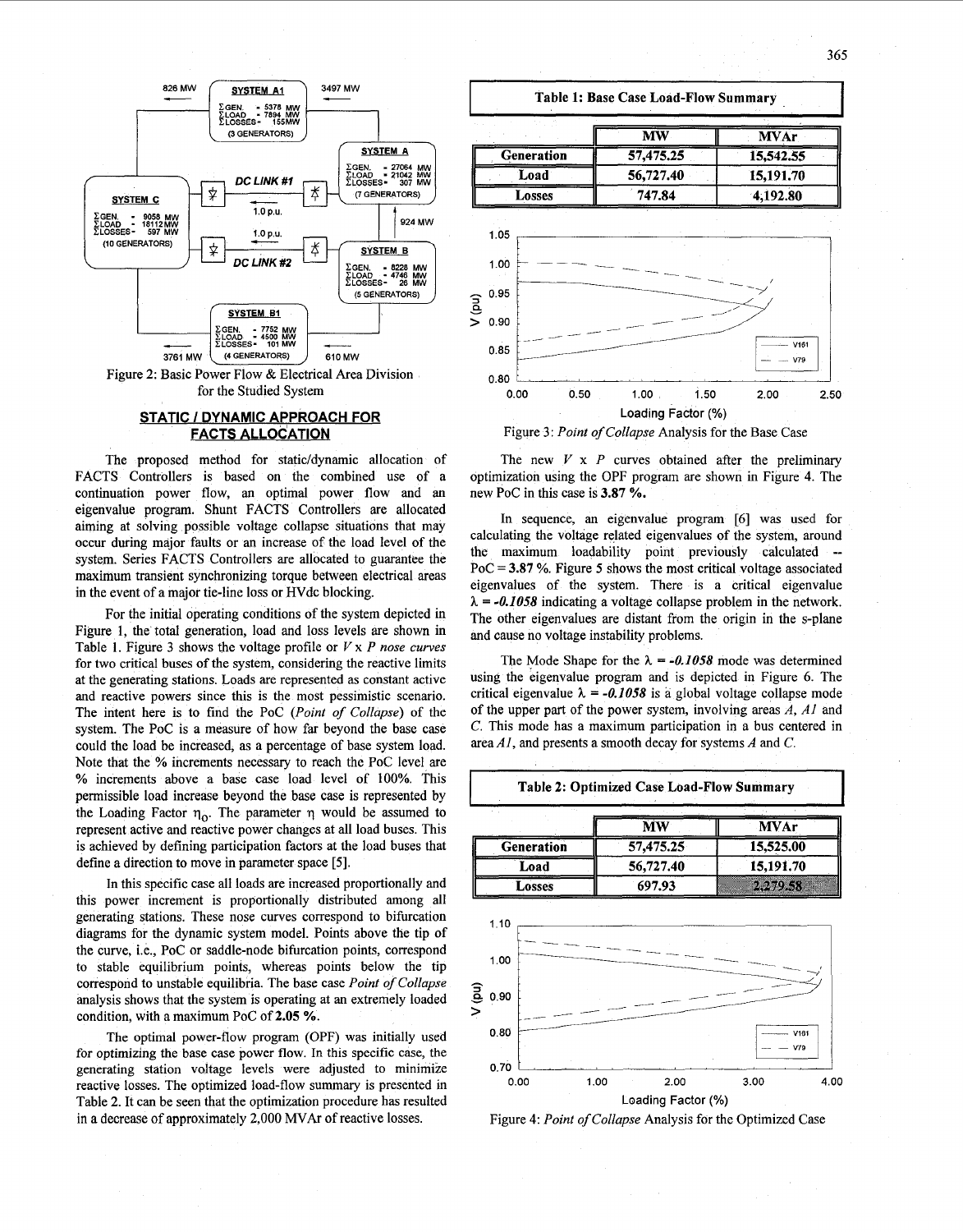Figure 2: Basic Power Flow & Electrical Area Division for the Studied System

## STATIC / DYNAMIC APPROACH FOR FACTS ALLOCATION

The proposed method for static/dynamic allocation of FACTS Controllers is based on the combined use of a continuation power flow, an optimal power flow and an eigenvalue program. Shunt FACTS Controllers are allocated aiming at solving possible voltage collapse situations that may occur during major faults or an increase of the load level of the system. Series FACTS Controllers are allocated to guarantee the maximum transient synchronizing torque between electrical areas in the event of a major tie-line loss or HVdc blocking.

For the initial operating conditions of the system depicted in Figure 1, the total generation, load and loss levels are shown in Table 1. Figure 3 shows the voltage profile or *V x P nose curves* for two critical buses of the system, considering the reactive limits at the generating stations. Loads are represented as constant active and reactive powers since this is the most pessimistic scenario. The intent here is to find the PoC (*Point of Collapse*) of the system. The PoC is a measure of how far beyond the base case could the load be increased, as a percentage of base system load. Note that the % increments necessary to reach the PoC level are % increments above a base case load level of 100%. This permissible load increase beyond the base case is represented by the Loading Factor $\eta_0$. The parameter $\eta$ would be assumed to represent active and reactive power changes at all load buses. This is achieved by defining participation factors at the load buses that define a direction to move in parameter space [5].

In this specific case all loads are increased proportionally and this power increment is proportionally distributed among all generating stations. These nose curves correspond to bifurcation diagrams for the dynamic system model. Points above the tip of the curve, i.e., PoC or saddle-node bifurcation points, correspond to stable equilibrium points, whereas points below the tip correspond to unstable equilibria. The base case *Point of Collapse* analysis shows that the system is operating at an extremely loaded condition, with a maximum PoC of **2.05 %**.

The optimal power-flow program (OPF) was initially used for optimizing the base case power flow. In this specific case, the generating station voltage levels were adjusted to minimize reactive losses. The optimized load-flow summary is presented in Table 2. It can be seen that the optimization procedure has resulted in a decrease of approximately 2,000 MVAr of reactive losses.

**Table 1: Base Case Load-Flow Summary**

| | MW | MVAr |
|---|---|---|
| Generation | 57,475.25 | 15,542.55 |
| Load | 56,727.40 | 15,191.70 |
| Losses | 747.84 | 4,192.80 |

Figure 3: *Point of Collapse* Analysis for the Base Case

The new *V* x *P* curves obtained after the preliminary optimization using the OPF program are shown in Figure 4. The new PoC in this case is **3.87 %.**

In sequence, an eigenvalue program [6] was used for calculating the voltage related eigenvalues of the system, around the maximum loadability point previously calculated -- PoC = **3.87** %. Figure 5 shows the most critical voltage associated eigenvalues of the system. There is a critical eigenvalue $\lambda$ = ***-0.1058*** indicating a voltage collapse problem in the network. The other eigenvalues are distant from the origin in the s-plane and cause no voltage instability problems.

The Mode Shape for the $\lambda$ = ***-0.1058*** mode was determined using the eigenvalue program and is depicted in Figure 6. The critical eigenvalue $\lambda$ = ***-0.1058*** is a global voltage collapse mode of the upper part of the power system, involving areas *A*, *A1* and *C*. This mode has a maximum participation in a bus centered in area *A1*, and presents a smooth decay for systems *A* and *C*.

**Table 2: Optimized Case Load-Flow Summary**

| | MW | MVAr |
|---|---|---|
| Generation | 57,475.25 | 15,525.00 |
| Load | 56,727.40 | 15,191.70 |
| Losses | 697.93 | 2,279.58 |

Figure 4: *Point of Collapse* Analysis for the Optimized Case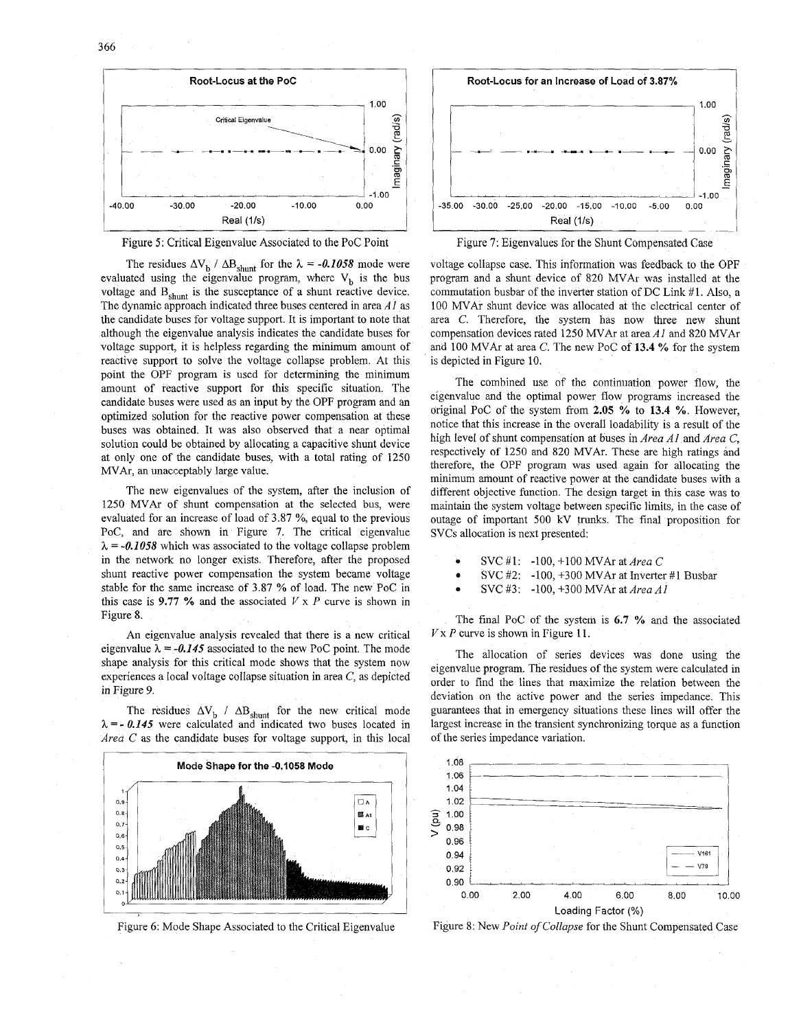Figure 5: Critical Eigenvalue Associated to the PoC Point

The residues $\Delta V_b / \Delta B_{shunt}$ for the $\lambda = -0.1058$ mode were evaluated using the eigenvalue program, where $V_b$ is the bus voltage and $B_{shunt}$ is the susceptance of a shunt reactive device. The dynamic approach indicated three buses centered in area *A1* as the candidate buses for voltage support. It is important to note that although the eigenvalue analysis indicates the candidate buses for voltage support, it is helpless regarding the minimum amount of reactive support to solve the voltage collapse problem. At this point the OPF program is used for determining the minimum amount of reactive support for this specific situation. The candidate buses were used as an input by the OPF program and an optimized solution for the reactive power compensation at these buses was obtained. It was also observed that a near optimal solution could be obtained by allocating a capacitive shunt device at only one of the candidate buses, with a total rating of 1250 MVAr, an unacceptably large value.

The new eigenvalues of the system, after the inclusion of 1250 MVAr of shunt compensation at the selected bus, were evaluated for an increase of load of 3.87 %, equal to the previous PoC, and are shown in Figure 7. The critical eigenvalue $\lambda = -0.1058$ which was associated to the voltage collapse problem in the network no longer exists. Therefore, after the proposed shunt reactive power compensation the system became voltage stable for the same increase of 3.87 % of load. The new PoC in this case is **9.77 %** and the associated *V* x *P* curve is shown in Figure 8.

An eigenvalue analysis revealed that there is a new critical eigenvalue $\lambda = -0.145$ associated to the new PoC point. The mode shape analysis for this critical mode shows that the system now experiences a local voltage collapse situation in area *C*, as depicted in Figure 9.

The residues $\Delta V_b / \Delta B_{shunt}$ for the new critical mode $\lambda = -0.145$ were calculated and indicated two buses located in *Area C* as the candidate buses for voltage support, in this local

Figure 6: Mode Shape Associated to the Critical Eigenvalue

Figure 7: Eigenvalues for the Shunt Compensated Case

voltage collapse case. This information was feedback to the OPF program and a shunt device of 820 MVAr was installed at the commutation busbar of the inverter station of DC Link #1. Also, a 100 MVAr shunt device was allocated at the electrical center of area *C*. Therefore, the system has now three new shunt compensation devices rated 1250 MVAr at area *A1* and 820 MVAr and 100 MVAr at area *C*. The new PoC of **13.4 %** for the system is depicted in Figure 10.

The combined use of the continuation power flow, the eigenvalue and the optimal power flow programs increased the original PoC of the system from **2.05 %** to **13.4 %**. However, notice that this increase in the overall loadability is a result of the high level of shunt compensation at buses in *Area A1* and *Area C*, respectively of 1250 and 820 MVAr. These are high ratings and therefore, the OPF program was used again for allocating the minimum amount of reactive power at the candidate buses with a different objective function. The design target in this case was to maintain the system voltage between specific limits, in the case of outage of important 500 kV trunks. The final proposition for SVCs allocation is next presented:

- SVC #1: -100, +100 MVAr at *Area C*
- SVC #2: -100, +300 MVAr at Inverter #1 Busbar
- SVC #3: -100, +300 MVAr at *Area A1*

The final PoC of the system is **6.7 %** and the associated *V* x *P* curve is shown in Figure 11.

The allocation of series devices was done using the eigenvalue program. The residues of the system were calculated in order to find the lines that maximize the relation between the deviation on the active power and the series impedance. This guarantees that in emergency situations these lines will offer the largest increase in the transient synchronizing torque as a function of the series impedance variation.

Figure 8: New *Point of Collapse* for the Shunt Compensated Case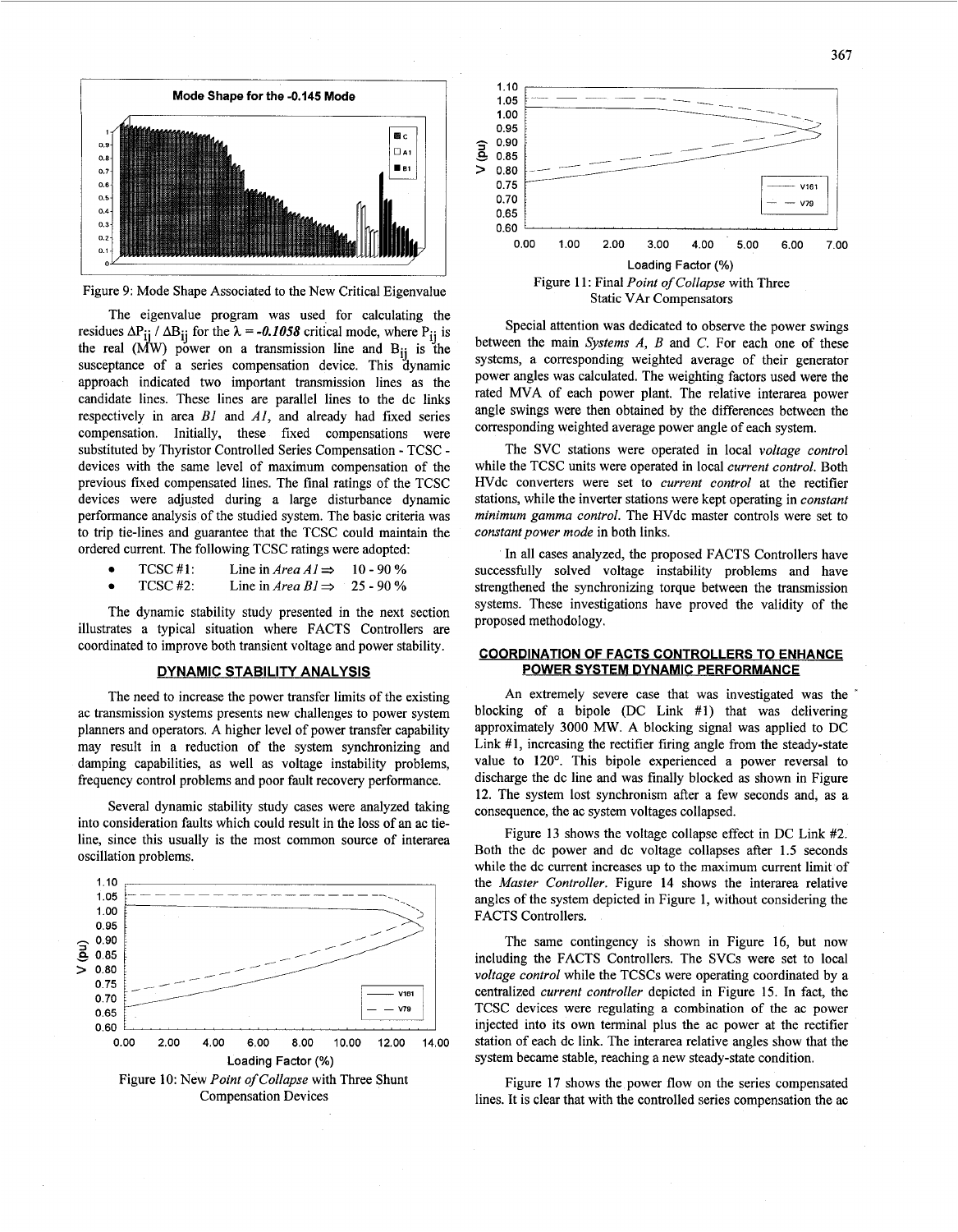Figure 9: Mode Shape Associated to the New Critical Eigenvalue

The eigenvalue program was used for calculating the residues $\Delta P_{ij} / \Delta B_{ij}$ for the $\lambda = \mathbf{-0.1058}$ critical mode, where $P_{ij}$ is the real (MW) power on a transmission line and $B_{ij}$ is the susceptance of a series compensation device. This dynamic approach indicated two important transmission lines as the candidate lines. These lines are parallel lines to the dc links respectively in area *B1* and *A1*, and already had fixed series compensation. Initially, these fixed compensations were substituted by Thyristor Controlled Series Compensation - TCSC - devices with the same level of maximum compensation of the previous fixed compensated lines. The final ratings of the TCSC devices were adjusted during a large disturbance dynamic performance analysis of the studied system. The basic criteria was to trip tie-lines and guarantee that the TCSC could maintain the ordered current. The following TCSC ratings were adopted:

- TCSC #1: Line in *Area A1* ⇒ 10 - 90 %
- TCSC #2: Line in *Area B1* ⇒ 25 - 90 %

The dynamic stability study presented in the next section illustrates a typical situation where FACTS Controllers are coordinated to improve both transient voltage and power stability.

## DYNAMIC STABILITY ANALYSIS

The need to increase the power transfer limits of the existing ac transmission systems presents new challenges to power system planners and operators. A higher level of power transfer capability may result in a reduction of the system synchronizing and damping capabilities, as well as voltage instability problems, frequency control problems and poor fault recovery performance.

Several dynamic stability study cases were analyzed taking into consideration faults which could result in the loss of an ac tie-line, since this usually is the most common source of interarea oscillation problems.

Figure 10: New *Point of Collapse* with Three Shunt Compensation Devices

Figure 11: Final *Point of Collapse* with Three Static VAr Compensators

Special attention was dedicated to observe the power swings between the main *Systems A*, *B* and *C*. For each one of these systems, a corresponding weighted average of their generator power angles was calculated. The weighting factors used were the rated MVA of each power plant. The relative interarea power angle swings were then obtained by the differences between the corresponding weighted average power angle of each system.

The SVC stations were operated in local *voltage control* while the TCSC units were operated in local *current control*. Both HVdc converters were set to *current control* at the rectifier stations, while the inverter stations were kept operating in *constant minimum gamma control*. The HVdc master controls were set to *constant power mode* in both links.

In all cases analyzed, the proposed FACTS Controllers have successfully solved voltage instability problems and have strengthened the synchronizing torque between the transmission systems. These investigations have proved the validity of the proposed methodology.

## COORDINATION OF FACTS CONTROLLERS TO ENHANCE POWER SYSTEM DYNAMIC PERFORMANCE

An extremely severe case that was investigated was the blocking of a bipole (DC Link #1) that was delivering approximately 3000 MW. A blocking signal was applied to DC Link #1, increasing the rectifier firing angle from the steady-state value to 120°. This bipole experienced a power reversal to discharge the dc line and was finally blocked as shown in Figure 12. The system lost synchronism after a few seconds and, as a consequence, the ac system voltages collapsed.

Figure 13 shows the voltage collapse effect in DC Link #2. Both the dc power and dc voltage collapses after 1.5 seconds while the dc current increases up to the maximum current limit of the *Master Controller*. Figure 14 shows the interarea relative angles of the system depicted in Figure 1, without considering the FACTS Controllers.

The same contingency is shown in Figure 16, but now including the FACTS Controllers. The SVCs were set to local *voltage control* while the TCSCs were operating coordinated by a centralized *current controller* depicted in Figure 15. In fact, the TCSC devices were regulating a combination of the ac power injected into its own terminal plus the ac power at the rectifier station of each dc link. The interarea relative angles show that the system became stable, reaching a new steady-state condition.

Figure 17 shows the power flow on the series compensated lines. It is clear that with the controlled series compensation the ac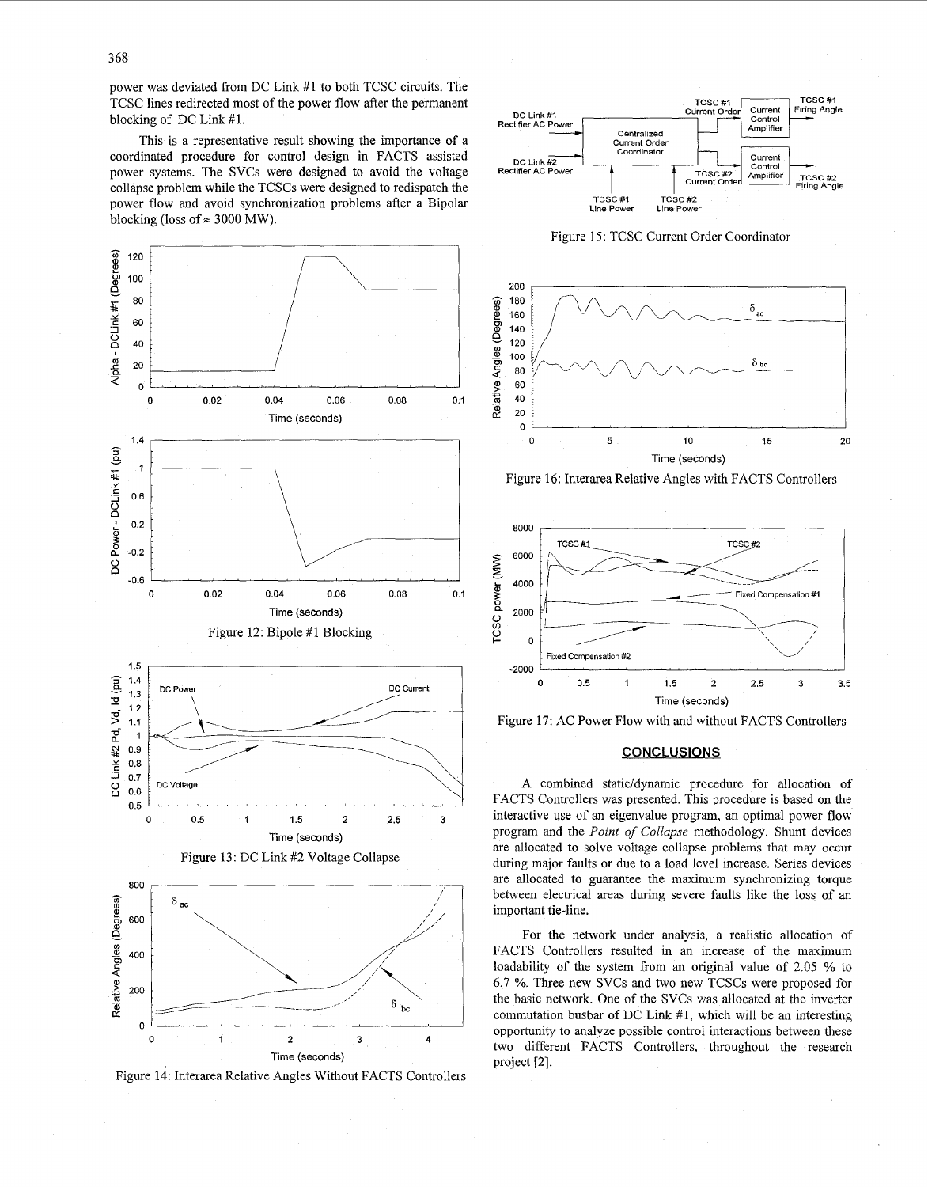power was deviated from DC Link #1 to both TCSC circuits. The TCSC lines redirected most of the power flow after the permanent blocking of DC Link #1.

This is a representative result showing the importance of a coordinated procedure for control design in FACTS assisted power systems. The SVCs were designed to avoid the voltage collapse problem while the TCSCs were designed to redispatch the power flow and avoid synchronization problems after a Bipolar blocking (loss of ≈ 3000 MW).

Figure 12: Bipole #1 Blocking

Figure 13: DC Link #2 Voltage Collapse

Figure 14: Interarea Relative Angles Without FACTS Controllers

Figure 15: TCSC Current Order Coordinator

Figure 16: Interarea Relative Angles with FACTS Controllers

Figure 17: AC Power Flow with and without FACTS Controllers

## CONCLUSIONS

A combined static/dynamic procedure for allocation of FACTS Controllers was presented. This procedure is based on the interactive use of an eigenvalue program, an optimal power flow program and the *Point of Collapse* methodology. Shunt devices are allocated to solve voltage collapse problems that may occur during major faults or due to a load level increase. Series devices are allocated to guarantee the maximum synchronizing torque between electrical areas during severe faults like the loss of an important tie-line.

For the network under analysis, a realistic allocation of FACTS Controllers resulted in an increase of the maximum loadability of the system from an original value of 2.05 % to 6.7 %. Three new SVCs and two new TCSCs were proposed for the basic network. One of the SVCs was allocated at the inverter commutation busbar of DC Link #1, which will be an interesting opportunity to analyze possible control interactions between these two different FACTS Controllers, throughout the research project [2].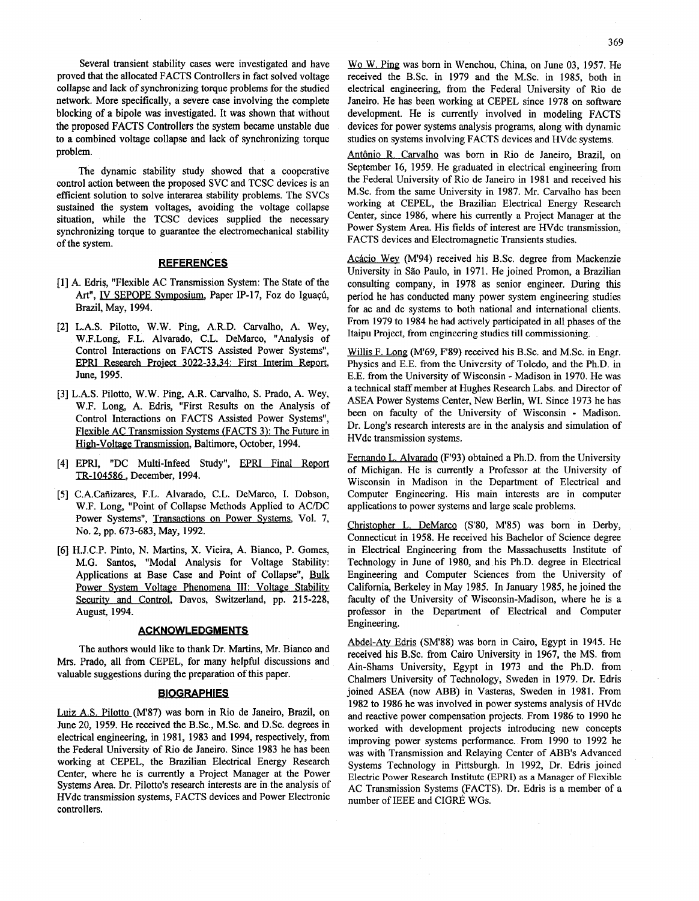Several transient stability cases were investigated and have proved that the allocated FACTS Controllers in fact solved voltage collapse and lack of synchronizing torque problems for the studied network. More specifically, a severe case involving the complete blocking of a bipole was investigated. It was shown that without the proposed FACTS Controllers the system became unstable due to a combined voltage collapse and lack of synchronizing torque problem.

The dynamic stability study showed that a cooperative control action between the proposed SVC and TCSC devices is an efficient solution to solve interarea stability problems. The SVCs sustained the system voltages, avoiding the voltage collapse situation, while the TCSC devices supplied the necessary synchronizing torque to guarantee the electromechanical stability of the system.

## REFERENCES

[1] A. Edris, "Flexible AC Transmission System: The State of the Art", IV SEPOPE Symposium, Paper IP-17, Foz do Iguaçú, Brazil, May, 1994.

[2] L.A.S. Pilotto, W.W. Ping, A.R.D. Carvalho, A. Wey, W.F.Long, F.L. Alvarado, C.L. DeMarco, "Analysis of Control Interactions on FACTS Assisted Power Systems", EPRI Research Project 3022-33,34: First Interim Report, June, 1995.

[3] L.A.S. Pilotto, W.W. Ping, A.R. Carvalho, S. Prado, A. Wey, W.F. Long, A. Edris, "First Results on the Analysis of Control Interactions on FACTS Assisted Power Systems", Flexible AC Transmission Systems (FACTS 3): The Future in High-Voltage Transmission, Baltimore, October, 1994.

[4] EPRI, "DC Multi-Infeed Study", EPRI Final Report TR-104586, December, 1994.

[5] C.A.Cañizares, F.L. Alvarado, C.L. DeMarco, I. Dobson, W.F. Long, "Point of Collapse Methods Applied to AC/DC Power Systems", Transactions on Power Systems, Vol. 7, No. 2, pp. 673-683, May, 1992.

[6] H.J.C.P. Pinto, N. Martins, X. Vieira, A. Bianco, P. Gomes, M.G. Santos, "Modal Analysis for Voltage Stability: Applications at Base Case and Point of Collapse", Bulk Power System Voltage Phenomena III: Voltage Stability Security and Control, Davos, Switzerland, pp. 215-228, August, 1994.

## ACKNOWLEDGMENTS

The authors would like to thank Dr. Martins, Mr. Bianco and Mrs. Prado, all from CEPEL, for many helpful discussions and valuable suggestions during the preparation of this paper.

## BIOGRAPHIES

Luiz A.S. Pilotto (M'87) was born in Rio de Janeiro, Brazil, on June 20, 1959. He received the B.Sc., M.Sc. and D.Sc. degrees in electrical engineering, in 1981, 1983 and 1994, respectively, from the Federal University of Rio de Janeiro. Since 1983 he has been working at CEPEL, the Brazilian Electrical Energy Research Center, where he is currently a Project Manager at the Power Systems Area. Dr. Pilotto's research interests are in the analysis of HVdc transmission systems, FACTS devices and Power Electronic controllers.

Wo W. Ping was born in Wenchou, China, on June 03, 1957. He received the B.Sc. in 1979 and the M.Sc. in 1985, both in electrical engineering, from the Federal University of Rio de Janeiro. He has been working at CEPEL since 1978 on software development. He is currently involved in modeling FACTS devices for power systems analysis programs, along with dynamic studies on systems involving FACTS devices and HVdc systems.

Antônio R. Carvalho was born in Rio de Janeiro, Brazil, on September 16, 1959. He graduated in electrical engineering from the Federal University of Rio de Janeiro in 1981 and received his M.Sc. from the same University in 1987. Mr. Carvalho has been working at CEPEL, the Brazilian Electrical Energy Research Center, since 1986, where his currently a Project Manager at the Power System Area. His fields of interest are HVdc transmission, FACTS devices and Electromagnetic Transients studies.

Acácio Wey (M'94) received his B.Sc. degree from Mackenzie University in São Paulo, in 1971. He joined Promon, a Brazilian consulting company, in 1978 as senior engineer. During this period he has conducted many power system engineering studies for ac and dc systems to both national and international clients. From 1979 to 1984 he had actively participated in all phases of the Itaipu Project, from engineering studies till commissioning.

Willis F. Long (M'69, F'89) received his B.Sc. and M.Sc. in Engr. Physics and E.E. from the University of Toledo, and the Ph.D. in E.E. from the University of Wisconsin - Madison in 1970. He was a technical staff member at Hughes Research Labs. and Director of ASEA Power Systems Center, New Berlin, WI. Since 1973 he has been on faculty of the University of Wisconsin - Madison. Dr. Long's research interests are in the analysis and simulation of HVdc transmission systems.

Fernando L. Alvarado (F'93) obtained a Ph.D. from the University of Michigan. He is currently a Professor at the University of Wisconsin in Madison in the Department of Electrical and Computer Engineering. His main interests are in computer applications to power systems and large scale problems.

Christopher L. DeMarco (S'80, M'85) was born in Derby, Connecticut in 1958. He received his Bachelor of Science degree in Electrical Engineering from the Massachusetts Institute of Technology in June of 1980, and his Ph.D. degree in Electrical Engineering and Computer Sciences from the University of California, Berkeley in May 1985. In January 1985, he joined the faculty of the University of Wisconsin-Madison, where he is a professor in the Department of Electrical and Computer Engineering.

Abdel-Aty Edris (SM'88) was born in Cairo, Egypt in 1945. He received his B.Sc. from Cairo University in 1967, the MS. from Ain-Shams University, Egypt in 1973 and the Ph.D. from Chalmers University of Technology, Sweden in 1979. Dr. Edris joined ASEA (now ABB) in Vasteras, Sweden in 1981. From 1982 to 1986 he was involved in power systems analysis of HVdc and reactive power compensation projects. From 1986 to 1990 he worked with development projects introducing new concepts improving power systems performance. From 1990 to 1992 he was with Transmission and Relaying Center of ABB's Advanced Systems Technology in Pittsburgh. In 1992, Dr. Edris joined Electric Power Research Institute (EPRI) as a Manager of Flexible AC Transmission Systems (FACTS). Dr. Edris is a member of a number of IEEE and CIGRÉ WGs.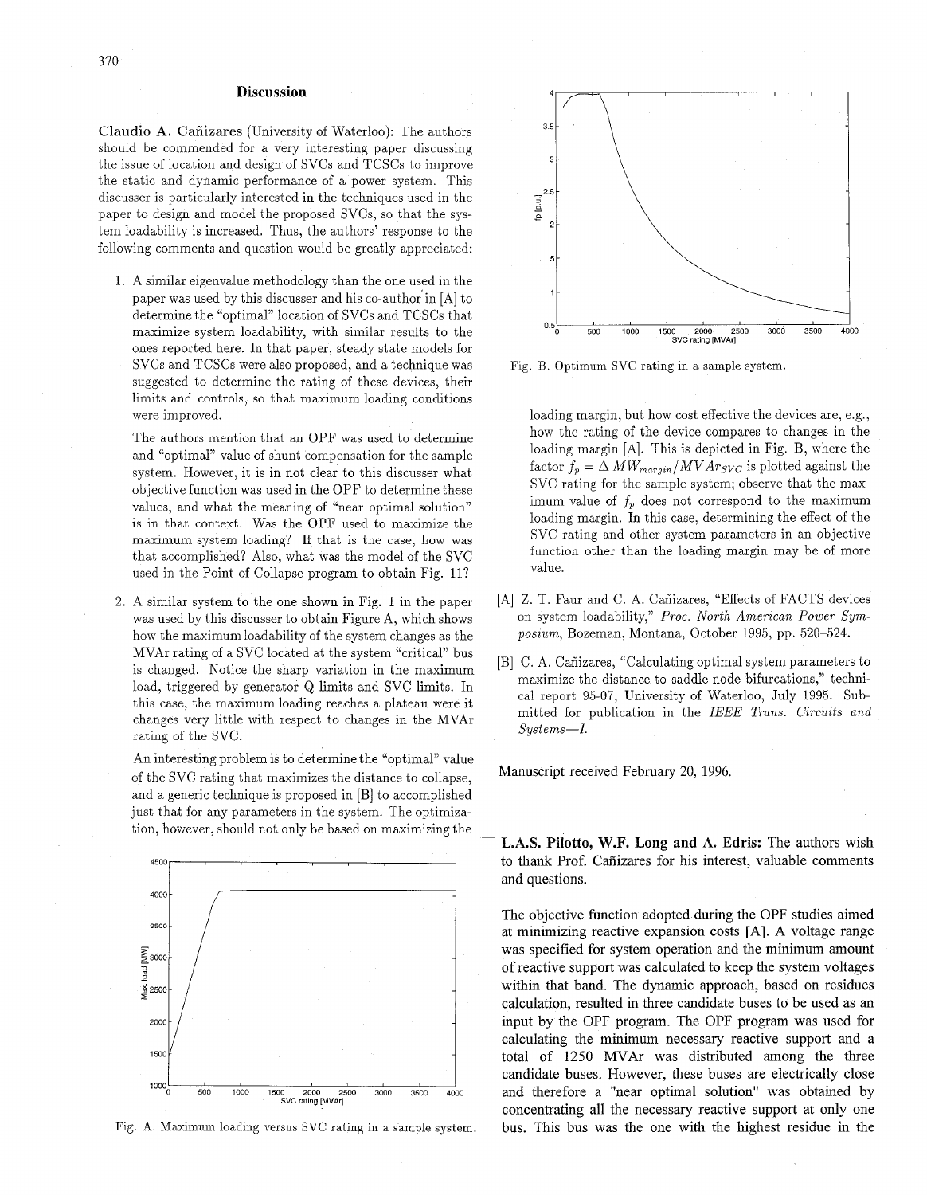## Discussion

**Claudio A. Cañizares** (University of Waterloo): The authors should be commended for a very interesting paper discussing the issue of location and design of SVCs and TCSCs to improve the static and dynamic performance of a power system. This discusser is particularly interested in the techniques used in the paper to design and model the proposed SVCs, so that the system loadability is increased. Thus, the authors' response to the following comments and question would be greatly appreciated:

1. A similar eigenvalue methodology than the one used in the paper was used by this discusser and his co-author in [A] to determine the "optimal" location of SVCs and TCSCs that maximize system loadability, with similar results to the ones reported here. In that paper, steady state models for SVCs and TCSCs were also proposed, and a technique was suggested to determine the rating of these devices, their limits and controls, so that maximum loading conditions were improved.

   The authors mention that an OPF was used to determine and "optimal" value of shunt compensation for the sample system. However, it is in not clear to this discusser what objective function was used in the OPF to determine these values, and what the meaning of "near optimal solution" is in that context. Was the OPF used to maximize the maximum system loading? If that is the case, how was that accomplished? Also, what was the model of the SVC used in the Point of Collapse program to obtain Fig. 11?

2. A similar system to the one shown in Fig. 1 in the paper was used by this discusser to obtain Figure A, which shows how the maximum loadability of the system changes as the MVAr rating of a SVC located at the system "critical" bus is changed. Notice the sharp variation in the maximum load, triggered by generator Q limits and SVC limits. In this case, the maximum loading reaches a plateau were it changes very little with respect to changes in the MVAr rating of the SVC.

   An interesting problem is to determine the "optimal" value of the SVC rating that maximizes the distance to collapse, and a generic technique is proposed in [B] to accomplished just that for any parameters in the system. The optimization, however, should not only be based on maximizing the loading margin, but how cost effective the devices are, e.g., how the rating of the device compares to changes in the loading margin [A]. This is depicted in Fig. B, where the factor $f_p = \Delta\, MW_{margin}/MVAr_{SVC}$ is plotted against the SVC rating for the sample system; observe that the maximum value of $f_p$ does not correspond to the maximum loading margin. In this case, determining the effect of the SVC rating and other system parameters in an objective function other than the loading margin may be of more value.

Fig. A. Maximum loading versus SVC rating in a sample system.

Fig. B. Optimum SVC rating in a sample system.

[A] Z. T. Faur and C. A. Cañizares, "Effects of FACTS devices on system loadability," *Proc. North American Power Symposium*, Bozeman, Montana, October 1995, pp. 520–524.

[B] C. A. Cañizares, "Calculating optimal system parameters to maximize the distance to saddle-node bifurcations," technical report 95-07, University of Waterloo, July 1995. Submitted for publication in the *IEEE Trans. Circuits and Systems—I*.

Manuscript received February 20, 1996.

**L.A.S. Pilotto, W.F. Long and A. Edris:** The authors wish to thank Prof. Cañizares for his interest, valuable comments and questions.

The objective function adopted during the OPF studies aimed at minimizing reactive expansion costs [A]. A voltage range was specified for system operation and the minimum amount of reactive support was calculated to keep the system voltages within that band. The dynamic approach, based on residues calculation, resulted in three candidate buses to be used as an input by the OPF program. The OPF program was used for calculating the minimum necessary reactive support and a total of 1250 MVAr was distributed among the three candidate buses. However, these buses are electrically close and therefore a "near optimal solution" was obtained by concentrating all the necessary reactive support at only one bus. This bus was the one with the highest residue in the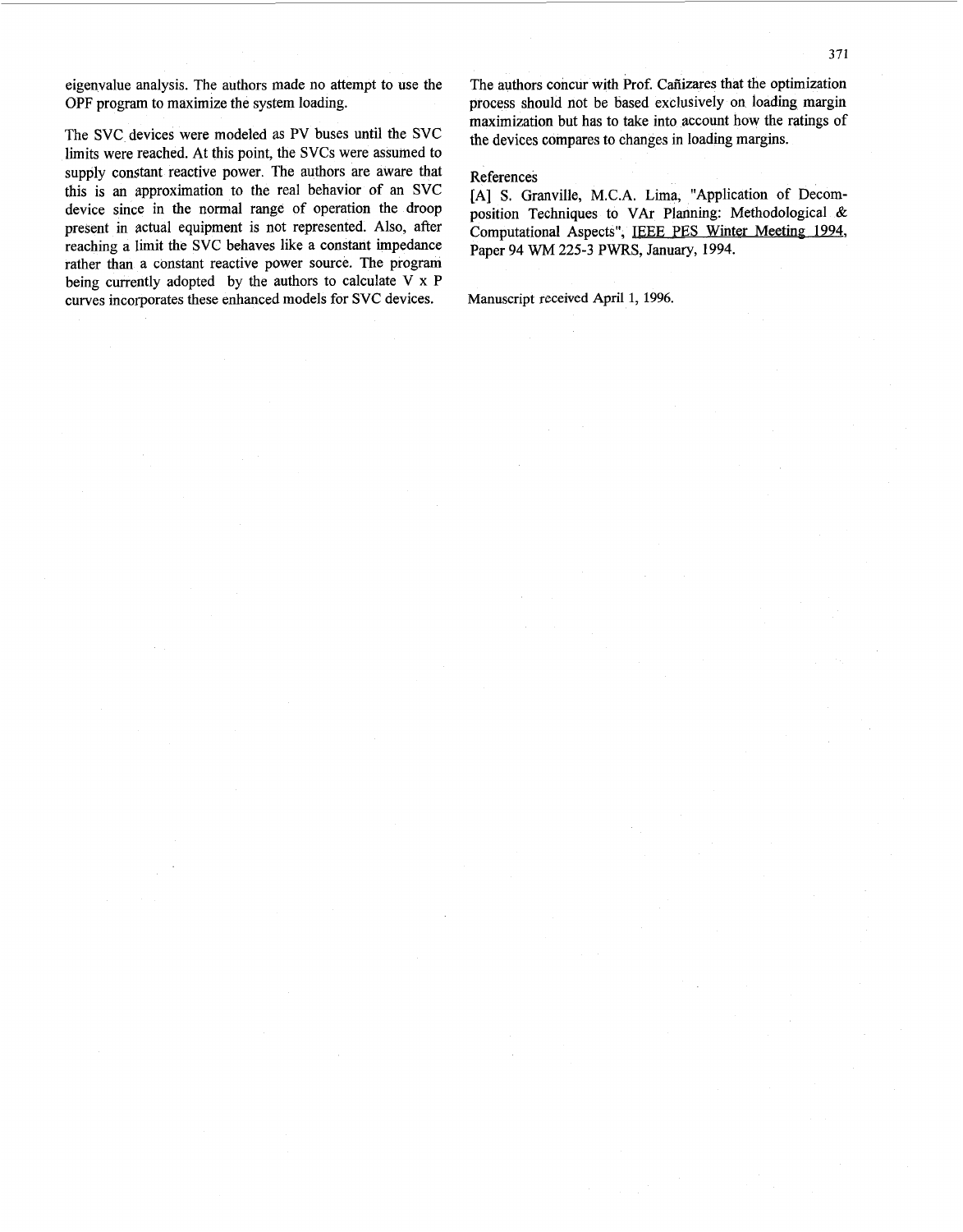eigenvalue analysis. The authors made no attempt to use the OPF program to maximize the system loading.

The SVC devices were modeled as PV buses until the SVC limits were reached. At this point, the SVCs were assumed to supply constant reactive power. The authors are aware that this is an approximation to the real behavior of an SVC device since in the normal range of operation the droop present in actual equipment is not represented. Also, after reaching a limit the SVC behaves like a constant impedance rather than a constant reactive power source. The program being currently adopted by the authors to calculate V x P curves incorporates these enhanced models for SVC devices.

The authors concur with Prof. Cañizares that the optimization process should not be based exclusively on loading margin maximization but has to take into account how the ratings of the devices compares to changes in loading margins.

## References

[A] S. Granville, M.C.A. Lima, "Application of Decomposition Techniques to VAr Planning: Methodological & Computational Aspects", IEEE PES Winter Meeting 1994, Paper 94 WM 225-3 PWRS, January, 1994.

Manuscript received April 1, 1996.